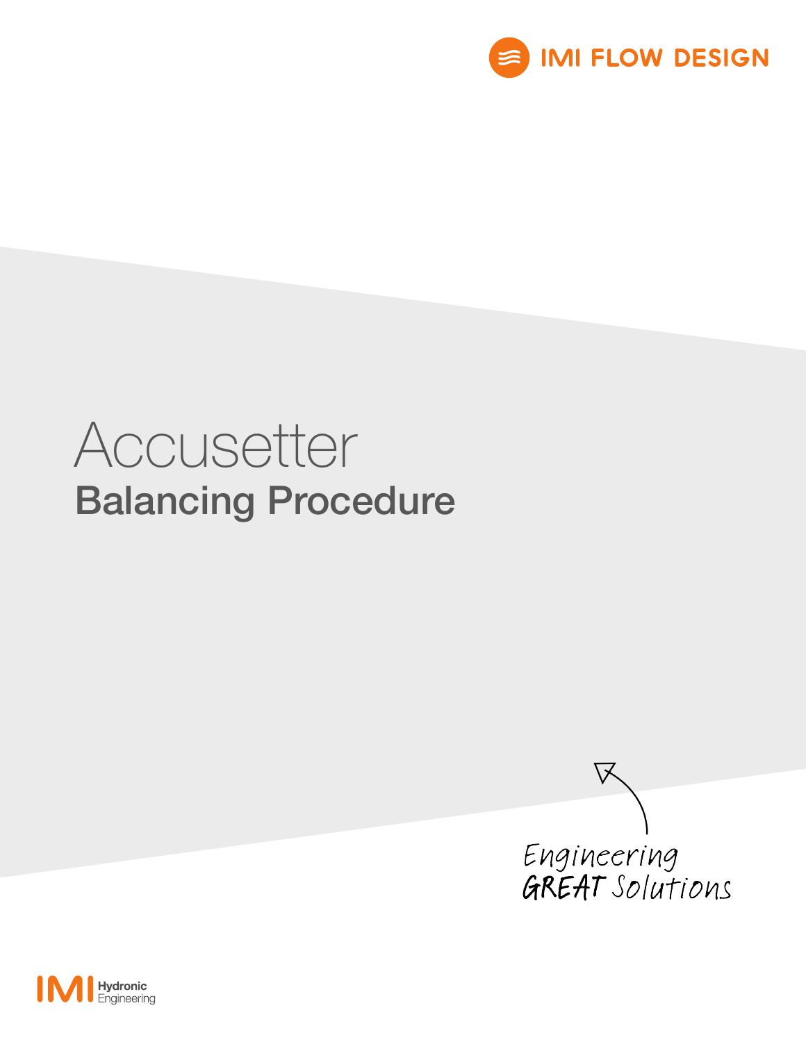IMI FLOW DESIGN

# Accusetter

## Balancing Procedure

Engineering GREAT Solutions

IMI Hydronic Engineering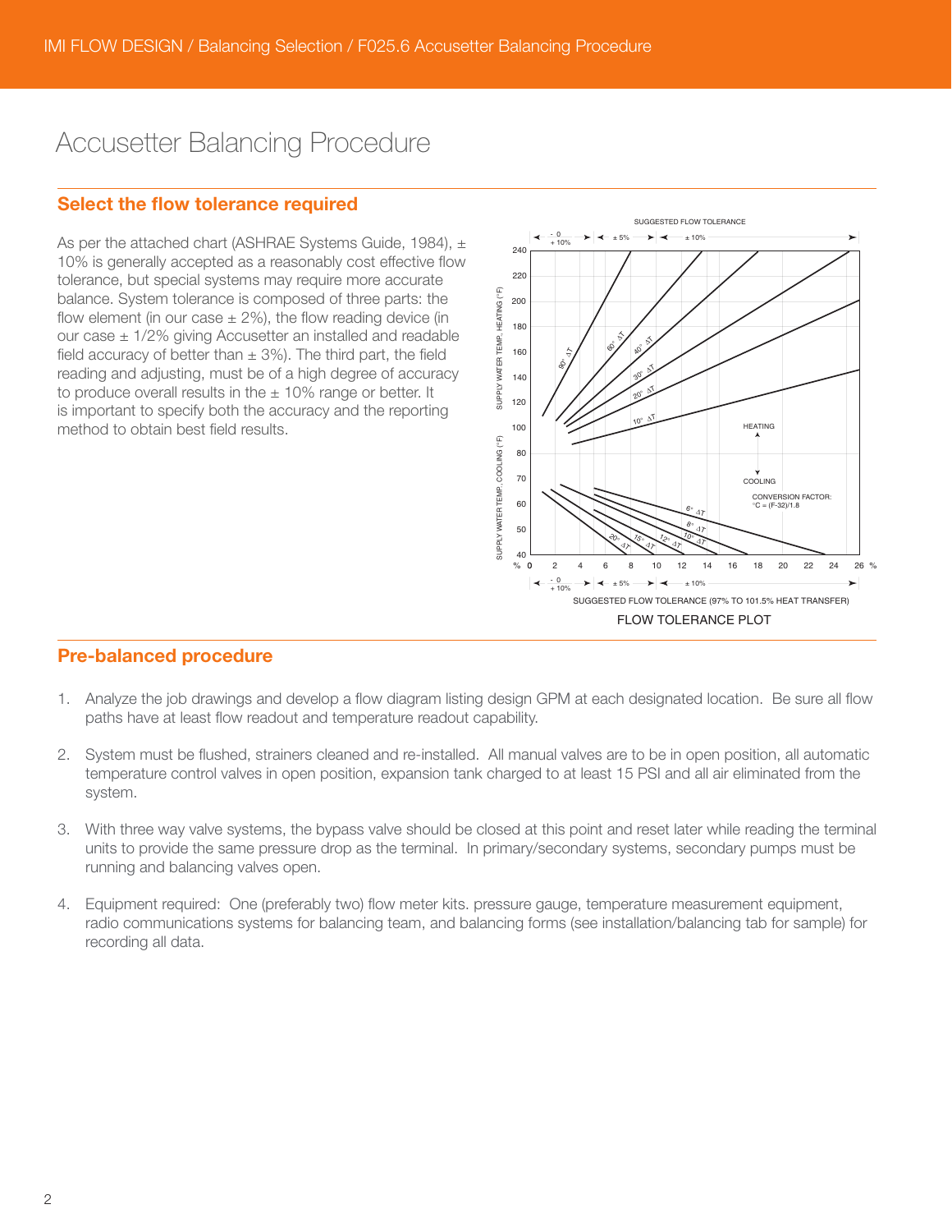# Accusetter Balancing Procedure

## Select the flow tolerance required

As per the attached chart (ASHRAE Systems Guide, 1984), ± 10% is generally accepted as a reasonably cost effective flow tolerance, but special systems may require more accurate balance. System tolerance is composed of three parts: the flow element (in our case ± 2%), the flow reading device (in our case ± 1/2% giving Accusetter an installed and readable field accuracy of better than ± 3%). The third part, the field reading and adjusting, must be of a high degree of accuracy to produce overall results in the ± 10% range or better. It is important to specify both the accuracy and the reporting method to obtain best field results.

FLOW TOLERANCE PLOT

## Pre-balanced procedure

1. Analyze the job drawings and develop a flow diagram listing design GPM at each designated location. Be sure all flow paths have at least flow readout and temperature readout capability.
2. System must be flushed, strainers cleaned and re-installed. All manual valves are to be in open position, all automatic temperature control valves in open position, expansion tank charged to at least 15 PSI and all air eliminated from the system.
3. With three way valve systems, the bypass valve should be closed at this point and reset later while reading the terminal units to provide the same pressure drop as the terminal. In primary/secondary systems, secondary pumps must be running and balancing valves open.
4. Equipment required: One (preferably two) flow meter kits. pressure gauge, temperature measurement equipment, radio communications systems for balancing team, and balancing forms (see installation/balancing tab for sample) for recording all data.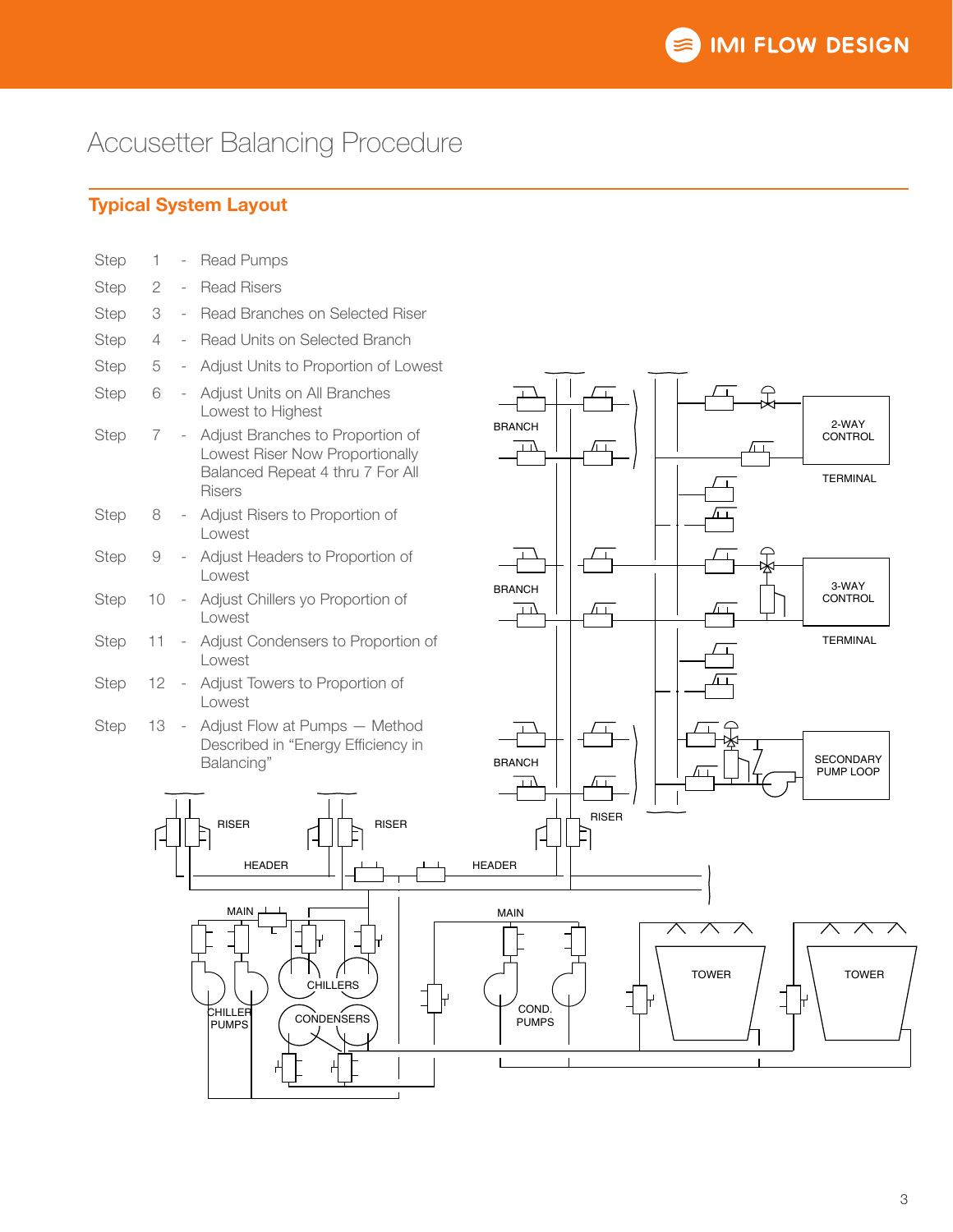# Accusetter Balancing Procedure

## Typical System Layout

Step 1 - Read Pumps

Step 2 - Read Risers

Step 3 - Read Branches on Selected Riser

Step 4 - Read Units on Selected Branch

Step 5 - Adjust Units to Proportion of Lowest

Step 6 - Adjust Units on All Branches Lowest to Highest

Step 7 - Adjust Branches to Proportion of Lowest Riser Now Proportionally Balanced Repeat 4 thru 7 For All Risers

Step 8 - Adjust Risers to Proportion of Lowest

Step 9 - Adjust Headers to Proportion of Lowest

Step 10 - Adjust Chillers yo Proportion of Lowest

Step 11 - Adjust Condensers to Proportion of Lowest

Step 12 - Adjust Towers to Proportion of Lowest

Step 13 - Adjust Flow at Pumps — Method Described in “Energy Efficiency in Balancing”

BRANCH

2-WAY CONTROL

TERMINAL

BRANCH

3-WAY CONTROL

TERMINAL

BRANCH

SECONDARY PUMP LOOP

RISER

RISER

RISER

HEADER

HEADER

MAIN

MAIN

CHILLERS

CHILLER PUMPS

CONDENSERS

COND. PUMPS

TOWER

TOWER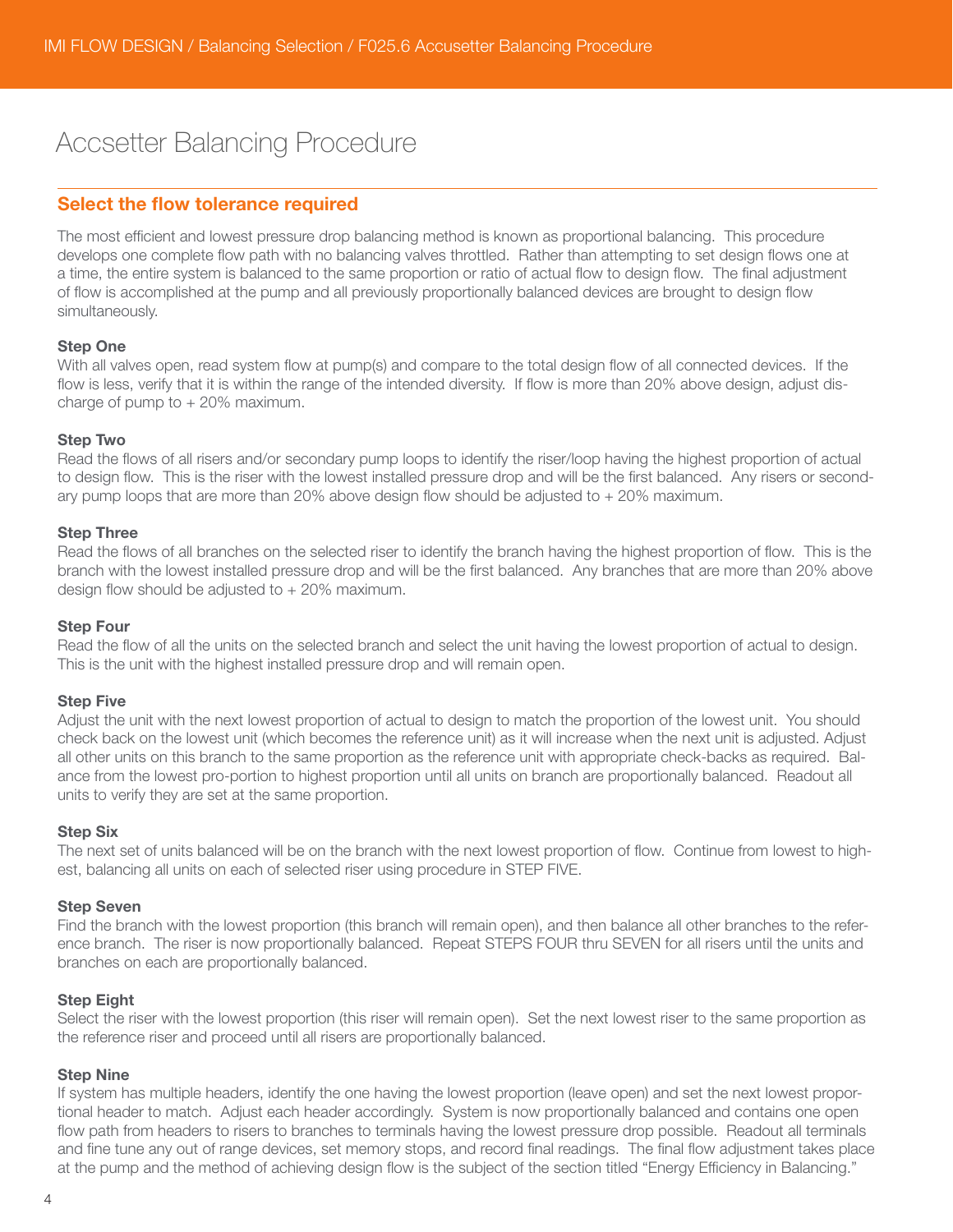# Accsetter Balancing Procedure

## Select the flow tolerance required

The most efficient and lowest pressure drop balancing method is known as proportional balancing. This procedure develops one complete flow path with no balancing valves throttled. Rather than attempting to set design flows one at a time, the entire system is balanced to the same proportion or ratio of actual flow to design flow. The final adjustment of flow is accomplished at the pump and all previously proportionally balanced devices are brought to design flow simultaneously.

**Step One**
With all valves open, read system flow at pump(s) and compare to the total design flow of all connected devices. If the flow is less, verify that it is within the range of the intended diversity. If flow is more than 20% above design, adjust discharge of pump to + 20% maximum.

**Step Two**
Read the flows of all risers and/or secondary pump loops to identify the riser/loop having the highest proportion of actual to design flow. This is the riser with the lowest installed pressure drop and will be the first balanced. Any risers or secondary pump loops that are more than 20% above design flow should be adjusted to + 20% maximum.

**Step Three**
Read the flows of all branches on the selected riser to identify the branch having the highest proportion of flow. This is the branch with the lowest installed pressure drop and will be the first balanced. Any branches that are more than 20% above design flow should be adjusted to + 20% maximum.

**Step Four**
Read the flow of all the units on the selected branch and select the unit having the lowest proportion of actual to design. This is the unit with the highest installed pressure drop and will remain open.

**Step Five**
Adjust the unit with the next lowest proportion of actual to design to match the proportion of the lowest unit. You should check back on the lowest unit (which becomes the reference unit) as it will increase when the next unit is adjusted. Adjust all other units on this branch to the same proportion as the reference unit with appropriate check-backs as required. Balance from the lowest pro-portion to highest proportion until all units on branch are proportionally balanced. Readout all units to verify they are set at the same proportion.

**Step Six**
The next set of units balanced will be on the branch with the next lowest proportion of flow. Continue from lowest to highest, balancing all units on each of selected riser using procedure in STEP FIVE.

**Step Seven**
Find the branch with the lowest proportion (this branch will remain open), and then balance all other branches to the reference branch. The riser is now proportionally balanced. Repeat STEPS FOUR thru SEVEN for all risers until the units and branches on each are proportionally balanced.

**Step Eight**
Select the riser with the lowest proportion (this riser will remain open). Set the next lowest riser to the same proportion as the reference riser and proceed until all risers are proportionally balanced.

**Step Nine**
If system has multiple headers, identify the one having the lowest proportion (leave open) and set the next lowest proportional header to match. Adjust each header accordingly. System is now proportionally balanced and contains one open flow path from headers to risers to branches to terminals having the lowest pressure drop possible. Readout all terminals and fine tune any out of range devices, set memory stops, and record final readings. The final flow adjustment takes place at the pump and the method of achieving design flow is the subject of the section titled "Energy Efficiency in Balancing."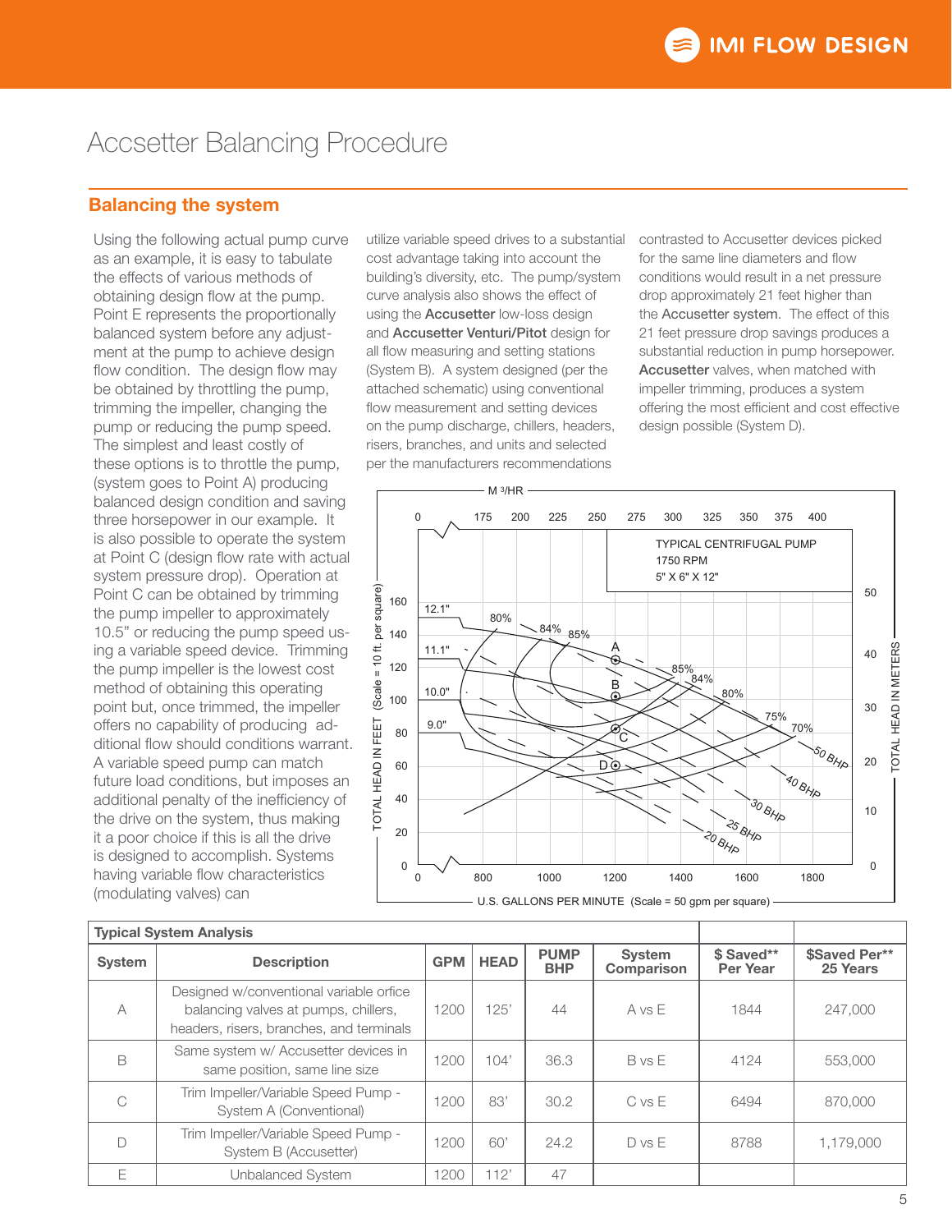# Accsetter Balancing Procedure

## Balancing the system

Using the following actual pump curve as an example, it is easy to tabulate the effects of various methods of obtaining design flow at the pump. Point E represents the proportionally balanced system before any adjustment at the pump to achieve design flow condition. The design flow may be obtained by throttling the pump, trimming the impeller, changing the pump or reducing the pump speed. The simplest and least costly of these options is to throttle the pump, (system goes to Point A) producing balanced design condition and saving three horsepower in our example. It is also possible to operate the system at Point C (design flow rate with actual system pressure drop). Operation at Point C can be obtained by trimming the pump impeller to approximately 10.5" or reducing the pump speed using a variable speed device. Trimming the pump impeller is the lowest cost method of obtaining this operating point but, once trimmed, the impeller offers no capability of producing additional flow should conditions warrant. A variable speed pump can match future load conditions, but imposes an additional penalty of the inefficiency of the drive on the system, thus making it a poor choice if this is all the drive is designed to accomplish. Systems having variable flow characteristics (modulating valves) can utilize variable speed drives to a substantial cost advantage taking into account the building's diversity, etc. The pump/system curve analysis also shows the effect of using the **Accusetter** low-loss design and **Accusetter Venturi/Pitot** design for all flow measuring and setting stations (System B). A system designed (per the attached schematic) using conventional flow measurement and setting devices on the pump discharge, chillers, headers, risers, branches, and units and selected per the manufacturers recommendations contrasted to Accusetter devices picked for the same line diameters and flow conditions would result in a net pressure drop approximately 21 feet higher than the Accusetter system. The effect of this 21 feet pressure drop savings produces a substantial reduction in pump horsepower. **Accusetter** valves, when matched with impeller trimming, produces a system offering the most efficient and cost effective design possible (System D).

| Typical System Analysis | | | | | | | |
|---|---|---|---|---|---|---|---|
| System | Description | GPM | HEAD | PUMP BHP | System Comparison | $ Saved** Per Year | $Saved Per** 25 Years |
| A | Designed w/conventional variable office balancing valves at pumps, chillers, headers, risers, branches, and terminals | 1200 | 125' | 44 | A vs E | 1844 | 247,000 |
| B | Same system w/ Accusetter devices in same position, same line size | 1200 | 104' | 36.3 | B vs E | 4124 | 553,000 |
| C | Trim Impeller/Variable Speed Pump - System A (Conventional) | 1200 | 83' | 30.2 | C vs E | 6494 | 870,000 |
| D | Trim Impeller/Variable Speed Pump - System B (Accusetter) | 1200 | 60' | 24.2 | D vs E | 8788 | 1,179,000 |
| E | Unbalanced System | 1200 | 112' | 47 | | | |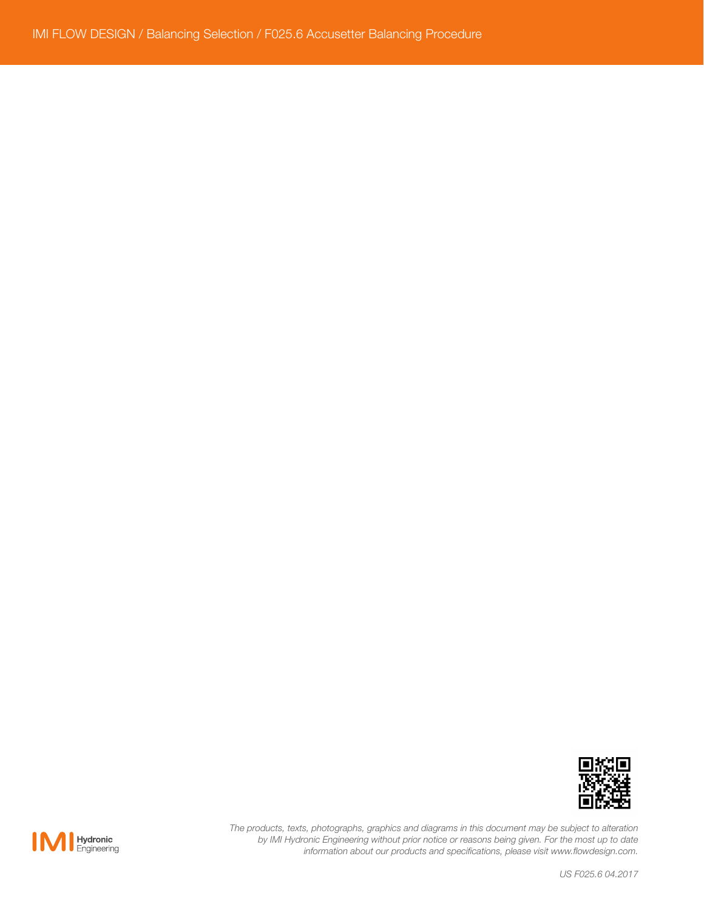*The products, texts, photographs, graphics and diagrams in this document may be subject to alteration by IMI Hydronic Engineering without prior notice or reasons being given. For the most up to date information about our products and specifications, please visit www.flowdesign.com.*

*US F025.6 04.2017*